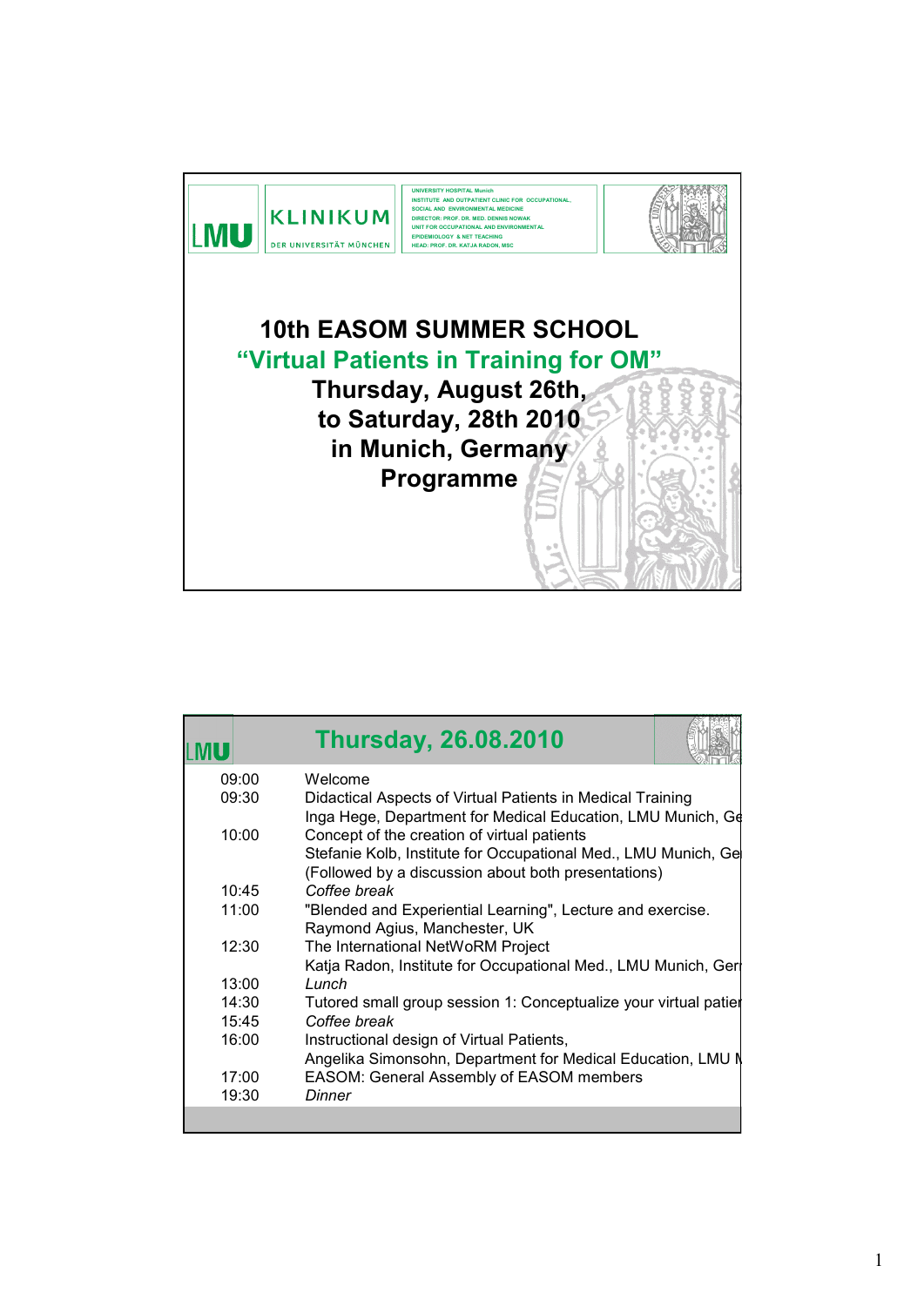LMU

KLINIKUM
DER UNIVERSITÄT MÜNCHEN

UNIVERSITY HOSPITAL Munich
INSTITUTE AND OUTPATIENT CLINIC FOR OCCUPATIONAL, SOCIAL AND ENVIRONMENTAL MEDICINE
DIRECTOR: PROF. DR. MED. DENNIS NOWAK
UNIT FOR OCCUPATIONAL AND ENVIRONMENTAL EPIDEMIOLOGY & NET TEACHING
HEAD: PROF. DR. KATJA RADON, MSC

# 10th EASOM SUMMER SCHOOL

## "Virtual Patients in Training for OM"

**Thursday, August 26th, to Saturday, 28th 2010**
**in Munich, Germany**
**Programme**

---

LMU

## Thursday, 26.08.2010

| Time | Programme |
|---|---|
| 09:00 | Welcome |
| 09:30 | Didactical Aspects of Virtual Patients in Medical Training<br>Inga Hege, Department for Medical Education, LMU Munich, Ge |
| 10:00 | Concept of the creation of virtual patients<br>Stefanie Kolb, Institute for Occupational Med., LMU Munich, Ge<br>(Followed by a discussion about both presentations) |
| 10:45 | *Coffee break* |
| 11:00 | "Blended and Experiential Learning", Lecture and exercise.<br>Raymond Agius, Manchester, UK |
| 12:30 | The International NetWoRM Project<br>Katja Radon, Institute for Occupational Med., LMU Munich, Ger |
| 13:00 | *Lunch* |
| 14:30 | Tutored small group session 1: Conceptualize your virtual patie |
| 15:45 | *Coffee break* |
| 16:00 | Instructional design of Virtual Patients,<br>Angelika Simonsohn, Department for Medical Education, LMU M |
| 17:00 | EASOM: General Assembly of EASOM members |
| 19:30 | *Dinner* |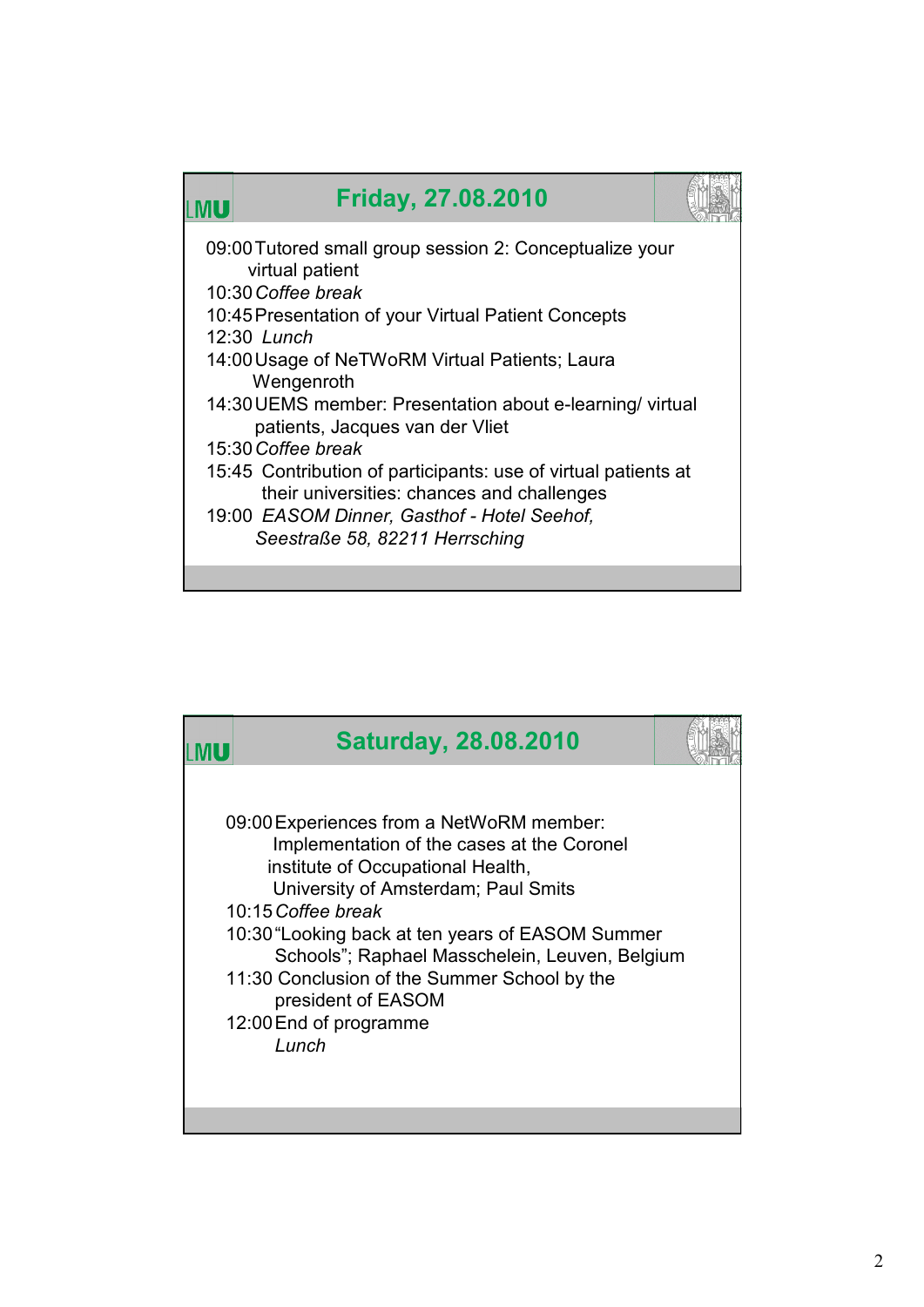## Friday, 27.08.2010

09:00 Tutored small group session 2: Conceptualize your virtual patient
10:30 *Coffee break*
10:45 Presentation of your Virtual Patient Concepts
12:30 *Lunch*
14:00 Usage of NeTWoRM Virtual Patients; Laura Wengenroth
14:30 UEMS member: Presentation about e-learning/ virtual patients, Jacques van der Vliet
15:30 *Coffee break*
15:45 Contribution of participants: use of virtual patients at their universities: chances and challenges
19:00 *EASOM Dinner, Gasthof - Hotel Seehof, Seestraße 58, 82211 Herrsching*

## Saturday, 28.08.2010

09:00 Experiences from a NetWoRM member: Implementation of the cases at the Coronel institute of Occupational Health, University of Amsterdam; Paul Smits
10:15 *Coffee break*
10:30 "Looking back at ten years of EASOM Summer Schools"; Raphael Masschelein, Leuven, Belgium
11:30 Conclusion of the Summer School by the president of EASOM
12:00 End of programme
*Lunch*